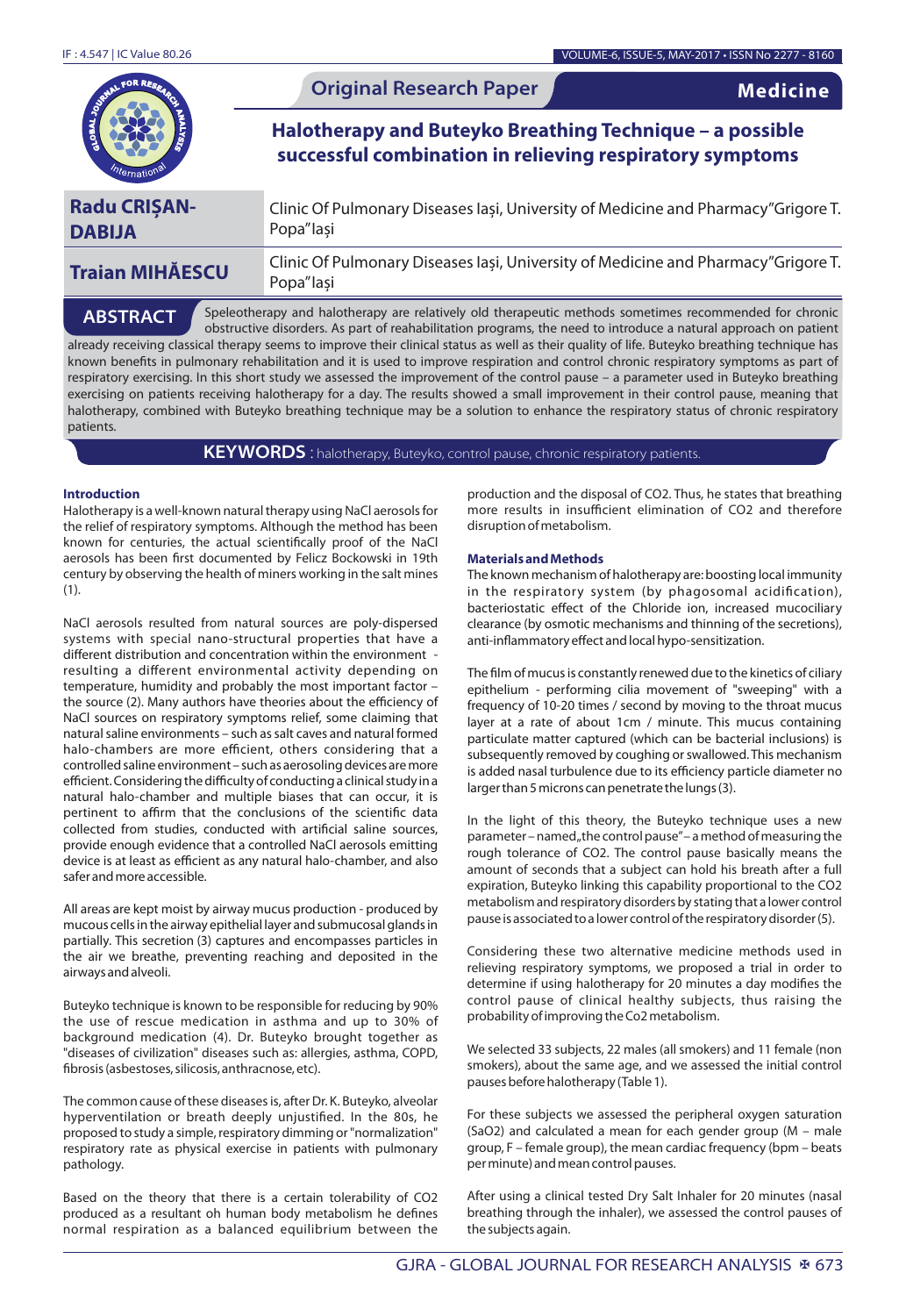Original Research Paper

Medicine

# Halotherapy and Buteyko Breathing Technique – a possible successful combination in relieving respiratory symptoms

**Radu CRIȘAN-DABIJA** — Clinic Of Pulmonary Diseases Iași, University of Medicine and Pharmacy"Grigore T. Popa"Iași

**Traian MIHĂESCU** — Clinic Of Pulmonary Diseases Iași, University of Medicine and Pharmacy"Grigore T. Popa"Iași

**ABSTRACT** Speleotherapy and halotherapy are relatively old therapeutic methods sometimes recommended for chronic obstructive disorders. As part of reahabilitation programs, the need to introduce a natural approach on patient already receiving classical therapy seems to improve their clinical status as well as their quality of life. Buteyko breathing technique has known benefits in pulmonary rehabilitation and it is used to improve respiration and control chronic respiratory symptoms as part of respiratory exercising. In this short study we assessed the improvement of the control pause – a parameter used in Buteyko breathing exercising on patients receiving halotherapy for a day. The results showed a small improvement in their control pause, meaning that halotherapy, combined with Buteyko breathing technique may be a solution to enhance the respiratory status of chronic respiratory patients.

**KEYWORDS** : halotherapy, Buteyko, control pause, chronic respiratory patients.

## Introduction

Halotherapy is a well-known natural therapy using NaCl aerosols for the relief of respiratory symptoms. Although the method has been known for centuries, the actual scientifically proof of the NaCl aerosols has been first documented by Felicz Bockowski in 19th century by observing the health of miners working in the salt mines (1).

NaCl aerosols resulted from natural sources are poly-dispersed systems with special nano-structural properties that have a different distribution and concentration within the environment - resulting a different environmental activity depending on temperature, humidity and probably the most important factor – the source (2). Many authors have theories about the efficiency of NaCl sources on respiratory symptoms relief, some claiming that natural saline environments – such as salt caves and natural formed halo-chambers are more efficient, others considering that a controlled saline environment – such as aerosoling devices are more efficient. Considering the difficulty of conducting a clinical study in a natural halo-chamber and multiple biases that can occur, it is pertinent to affirm that the conclusions of the scientific data collected from studies, conducted with artificial saline sources, provide enough evidence that a controlled NaCl aerosols emitting device is at least as efficient as any natural halo-chamber, and also safer and more accessible.

All areas are kept moist by airway mucus production - produced by mucous cells in the airway epithelial layer and submucosal glands in partially. This secretion (3) captures and encompasses particles in the air we breathe, preventing reaching and deposited in the airways and alveoli.

Buteyko technique is known to be responsible for reducing by 90% the use of rescue medication in asthma and up to 30% of background medication (4). Dr. Buteyko brought together as "diseases of civilization" diseases such as: allergies, asthma, COPD, fibrosis (asbestoses, silicosis, anthracnose, etc).

The common cause of these diseases is, after Dr. K. Buteyko, alveolar hyperventilation or breath deeply unjustified. In the 80s, he proposed to study a simple, respiratory dimming or "normalization" respiratory rate as physical exercise in patients with pulmonary pathology.

Based on the theory that there is a certain tolerability of $CO_2$ produced as a resultant oh human body metabolism he defines normal respiration as a balanced equilibrium between the production and the disposal of $CO_2$. Thus, he states that breathing more results in insufficient elimination of $CO_2$ and therefore disruption of metabolism.

## Materials and Methods

The known mechanism of halotherapy are: boosting local immunity in the respiratory system (by phagosomal acidification), bacteriostatic effect of the Chloride ion, increased mucociliary clearance (by osmotic mechanisms and thinning of the secretions), anti-inflammatory effect and local hypo-sensitization.

The film of mucus is constantly renewed due to the kinetics of ciliary epithelium - performing cilia movement of "sweeping" with a frequency of 10-20 times / second by moving to the throat mucus layer at a rate of about 1cm / minute. This mucus containing particulate matter captured (which can be bacterial inclusions) is subsequently removed by coughing or swallowed. This mechanism is added nasal turbulence due to its efficiency particle diameter no larger than 5 microns can penetrate the lungs (3).

In the light of this theory, the Buteyko technique uses a new parameter – named„the control pause"– a method of measuring the rough tolerance of $CO_2$. The control pause basically means the amount of seconds that a subject can hold his breath after a full expiration, Buteyko linking this capability proportional to the $CO_2$ metabolism and respiratory disorders by stating that a lower control pause is associated to a lower control of the respiratory disorder (5).

Considering these two alternative medicine methods used in relieving respiratory symptoms, we proposed a trial in order to determine if using halotherapy for 20 minutes a day modifies the control pause of clinical healthy subjects, thus raising the probability of improving the $CO_2$ metabolism.

We selected 33 subjects, 22 males (all smokers) and 11 female (non smokers), about the same age, and we assessed the initial control pauses before halotherapy (Table 1).

For these subjects we assessed the peripheral oxygen saturation ($SaO_2$) and calculated a mean for each gender group (M – male group, F – female group), the mean cardiac frequency (bpm – beats per minute) and mean control pauses.

After using a clinical tested Dry Salt Inhaler for 20 minutes (nasal breathing through the inhaler), we assessed the control pauses of the subjects again.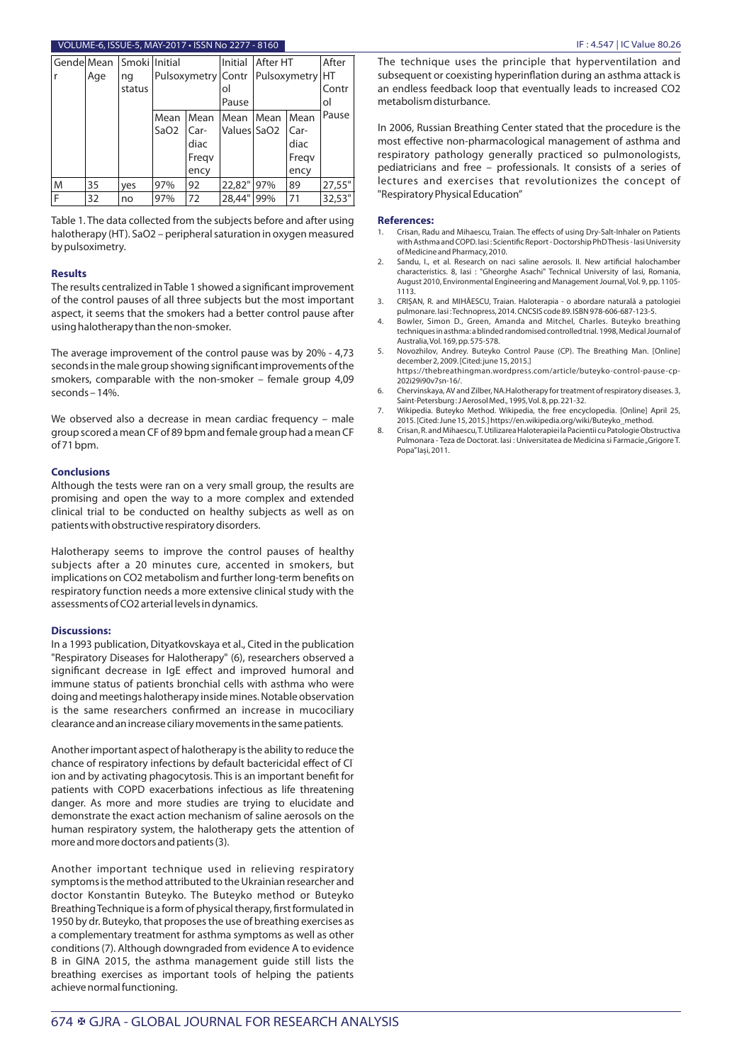| Gender | Mean Age | Smoking status | Initial | | Initial Control Pause | After HT | | After HT Control Pause |
|---|---|---|---|---|---|---|---|---|
| | | | Pulsoxymetry | | | Pulsoxymetry | | |
| | | | Mean $SaO_2$ | Mean Cardiac Frequency | Mean Values | Mean $SaO_2$ | Mean Cardiac Frequency | |
| M | 35 | yes | 97% | 92 | 22,82" | 97% | 89 | 27,55" |
| F | 32 | no | 97% | 72 | 28,44" | 99% | 71 | 32,53" |

Table 1. The data collected from the subjects before and after using halotherapy (HT). $SaO_2$ – peripheral saturation in oxygen measured by pulsoximetry.

### Results

The results centralized in Table 1 showed a significant improvement of the control pauses of all three subjects but the most important aspect, it seems that the smokers had a better control pause after using halotherapy than the non-smoker.

The average improvement of the control pause was by 20% - 4,73 seconds in the male group showing significant improvements of the smokers, comparable with the non-smoker – female group 4,09 seconds – 14%.

We observed also a decrease in mean cardiac frequency – male group scored a mean CF of 89 bpm and female group had a mean CF of 71 bpm.

### Conclusions

Although the tests were ran on a very small group, the results are promising and open the way to a more complex and extended clinical trial to be conducted on healthy subjects as well as on patients with obstructive respiratory disorders.

Halotherapy seems to improve the control pauses of healthy subjects after a 20 minutes cure, accented in smokers, but implications on $CO_2$ metabolism and further long-term benefits on respiratory function needs a more extensive clinical study with the assessments of $CO_2$ arterial levels in dynamics.

### Discussions:

In a 1993 publication, Dityatkovskaya et al., Cited in the publication "Respiratory Diseases for Halotherapy" (6), researchers observed a significant decrease in IgE effect and improved humoral and immune status of patients bronchial cells with asthma who were doing and meetings halotherapy inside mines. Notable observation is the same researchers confirmed an increase in mucociliary clearance and an increase ciliary movements in the same patients.

Another important aspect of halotherapy is the ability to reduce the chance of respiratory infections by default bactericidal effect of $Cl^-$ ion and by activating phagocytosis. This is an important benefit for patients with COPD exacerbations infectious as life threatening danger. As more and more studies are trying to elucidate and demonstrate the exact action mechanism of saline aerosols on the human respiratory system, the halotherapy gets the attention of more and more doctors and patients (3).

Another important technique used in relieving respiratory symptoms is the method attributed to the Ukrainian researcher and doctor Konstantin Buteyko. The Buteyko method or Buteyko Breathing Technique is a form of physical therapy, first formulated in 1950 by dr. Buteyko, that proposes the use of breathing exercises as a complementary treatment for asthma symptoms as well as other conditions (7). Although downgraded from evidence A to evidence B in GINA 2015, the asthma management guide still lists the breathing exercises as important tools of helping the patients achieve normal functioning.

The technique uses the principle that hyperventilation and subsequent or coexisting hyperinflation during an asthma attack is an endless feedback loop that eventually leads to increased CO2 metabolism disturbance.

In 2006, Russian Breathing Center stated that the procedure is the most effective non-pharmacological management of asthma and respiratory pathology generally practiced so pulmonologists, pediatricians and free – professionals. It consists of a series of lectures and exercises that revolutionizes the concept of "Respiratory Physical Education"

### References:

1. Crisan, Radu and Mihaescu, Traian. The effects of using Dry-Salt-Inhaler on Patients with Asthma and COPD. Iasi : Scientific Report - Doctorship PhD Thesis - Iasi University of Medicine and Pharmacy, 2010.
2. Sandu, I., et al. Research on naci saline aerosols. II. New artificial halochamber characteristics. 8, Iasi : "Gheorghe Asachi" Technical University of Iasi, Romania, August 2010, Environmental Engineering and Management Journal, Vol. 9, pp. 1105-1113.
3. CRIŞAN, R. and MIHĂESCU, Traian. Haloterapia - o abordare naturală a patologiei pulmonare. Iasi : Technopress, 2014. CNCSIS code 89. ISBN 978-606-687-123-5.
4. Bowler, Simon D., Green, Amanda and Mitchel, Charles. Buteyko breathing techniques in asthma: a blinded randomised controlled trial. 1998, Medical Journal of Australia, Vol. 169, pp. 575-578.
5. Novozhilov, Andrey. Buteyko Control Pause (CP). The Breathing Man. [Online] december 2, 2009. [Cited: june 15, 2015.] https://thebreathingman.wordpress.com/article/buteyko-control-pause-cp-202i29i90v7sn-16/.
6. Chervinskaya, AV and Zilber, NA.Halotherapy for treatment of respiratory diseases. 3, Saint-Petersburg : J Aerosol Med., 1995, Vol. 8, pp. 221-32.
7. Wikipedia. Buteyko Method. Wikipedia, the free encyclopedia. [Online] April 25, 2015. [Cited: June 15, 2015.] https://en.wikipedia.org/wiki/Buteyko_method.
8. Crisan, R. and Mihaescu, T. Utilizarea Haloterapiei la Pacientii cu Patologie Obstructiva Pulmonara - Teza de Doctorat. Iasi : Universitatea de Medicina si Farmacie „Grigore T. Popa" Iaşi, 2011.